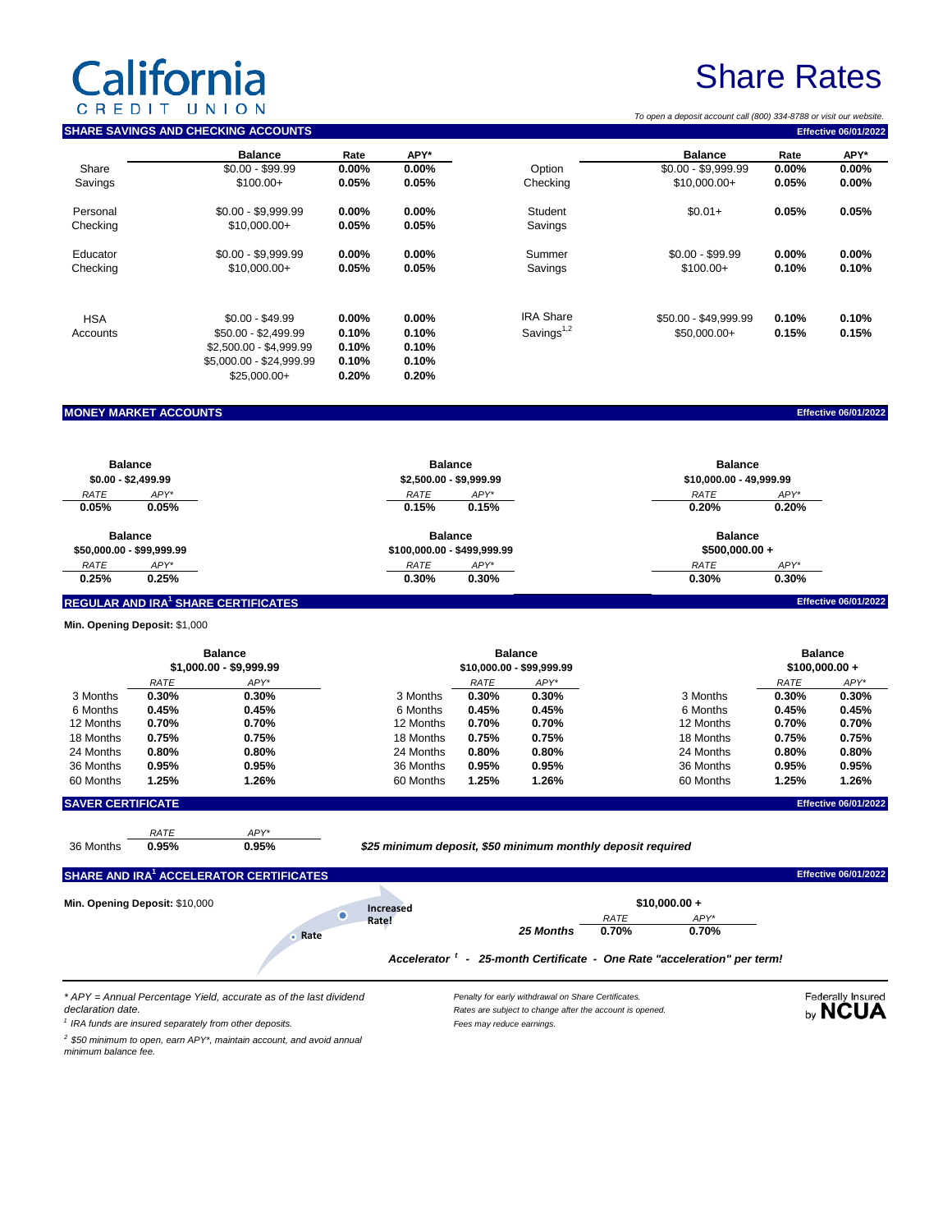# California Credit Union

# Share Rates

*To open a deposit account call (800) 334-8788 or visit our website.*

## SHARE SAVINGS AND CHECKING ACCOUNTS

**Effective 06/01/2022**

| Account | Balance | Rate | APY* |
|---|---|---|---|
| Share Savings | $0.00 - $99.99 | **0.00%** | **0.00%** |
| | $100.00+ | **0.05%** | **0.05%** |
| Personal Checking | $0.00 - $9,999.99 | **0.00%** | **0.00%** |
| | $10,000.00+ | **0.05%** | **0.05%** |
| Educator Checking | $0.00 - $9,999.99 | **0.00%** | **0.00%** |
| | $10,000.00+ | **0.05%** | **0.05%** |
| HSA Accounts | $0.00 - $49.99 | **0.00%** | **0.00%** |
| | $50.00 - $2,499.99 | **0.10%** | **0.10%** |
| | $2,500.00 - $4,999.99 | **0.10%** | **0.10%** |
| | $5,000.00 - $24,999.99 | **0.10%** | **0.10%** |
| | $25,000.00+ | **0.20%** | **0.20%** |

| Account | Balance | Rate | APY* |
|---|---|---|---|
| Option Checking | $0.00 - $9,999.99 | **0.00%** | **0.00%** |
| | $10,000.00+ | **0.05%** | **0.00%** |
| Student Savings | $0.01+ | **0.05%** | **0.05%** |
| Summer Savings | $0.00 - $99.99 | **0.00%** | **0.00%** |
| | $100.00+ | **0.10%** | **0.10%** |
| IRA Share Savings[1,2] | $50.00 - $49,999.99 | **0.10%** | **0.10%** |
| | $50,000.00+ | **0.15%** | **0.15%** |

## MONEY MARKET ACCOUNTS

**Effective 06/01/2022**

| Balance | RATE | APY* |
|---|---|---|
| $0.00 - $2,499.99 | **0.05%** | **0.05%** |
| $2,500.00 - $9,999.99 | **0.15%** | **0.15%** |
| $10,000.00 - 49,999.99 | **0.20%** | **0.20%** |
| $50,000.00 - $99,999.99 | **0.25%** | **0.25%** |
| $100,000.00 - $499,999.99 | **0.30%** | **0.30%** |
| $500,000.00 + | **0.30%** | **0.30%** |

## REGULAR AND IRA[1] SHARE CERTIFICATES

**Effective 06/01/2022**

**Min. Opening Deposit:** $1,000

| | $1,000.00 - $9,999.99 | | $10,000.00 - $99,999.99 | | $100,000.00 + | |
|---|---|---|---|---|---|---|
| Term | RATE | APY* | RATE | APY* | RATE | APY* |
| 3 Months | **0.30%** | **0.30%** | **0.30%** | **0.30%** | **0.30%** | **0.30%** |
| 6 Months | **0.45%** | **0.45%** | **0.45%** | **0.45%** | **0.45%** | **0.45%** |
| 12 Months | **0.70%** | **0.70%** | **0.70%** | **0.70%** | **0.70%** | **0.70%** |
| 18 Months | **0.75%** | **0.75%** | **0.75%** | **0.75%** | **0.75%** | **0.75%** |
| 24 Months | **0.80%** | **0.80%** | **0.80%** | **0.80%** | **0.80%** | **0.80%** |
| 36 Months | **0.95%** | **0.95%** | **0.95%** | **0.95%** | **0.95%** | **0.95%** |
| 60 Months | **1.25%** | **1.26%** | **1.25%** | **1.26%** | **1.25%** | **1.26%** |

## SAVER CERTIFICATE

**Effective 06/01/2022**

| Term | RATE | APY* |
|---|---|---|
| 36 Months | **0.95%** | **0.95%** |

***$25 minimum deposit, $50 minimum monthly deposit required***

## SHARE AND IRA[1] ACCELERATOR CERTIFICATES

**Effective 06/01/2022**

**Min. Opening Deposit:** $10,000

**Increased Rate!**

| Term | $10,000.00 + RATE | APY* |
|---|---|---|
| ***25 Months*** | **0.70%** | **0.70%** |

***Accelerator [t] - 25-month Certificate - One Rate "acceleration" per term!***

---

*\* APY = Annual Percentage Yield, accurate as of the last dividend declaration date.*

*[1] IRA funds are insured separately from other deposits.*

*[2] $50 minimum to open, earn APY\*, maintain account, and avoid annual minimum balance fee.*

*Penalty for early withdrawal on Share Certificates.*

*Rates are subject to change after the account is opened.*

*Fees may reduce earnings.*

Federally Insured by NCUA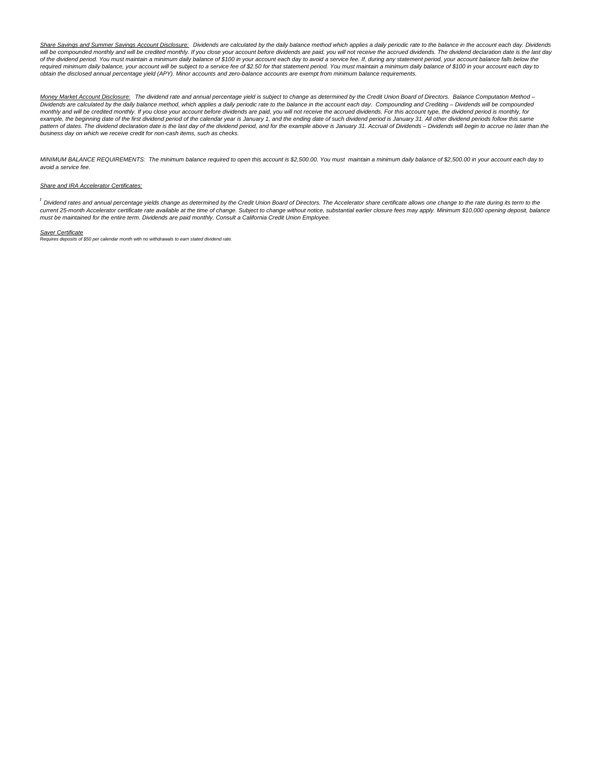*<u>Share Savings and Summer Savings Account Disclosure:</u> Dividends are calculated by the daily balance method which applies a daily periodic rate to the balance in the account each day. Dividends will be compounded monthly and will be credited monthly. If you close your account before dividends are paid, you will not receive the accrued dividends. The dividend declaration date is the last day of the dividend period. You must maintain a minimum daily balance of $100 in your account each day to avoid a service fee. If, during any statement period, your account balance falls below the required minimum daily balance, your account will be subject to a service fee of $2.50 for that statement period. You must maintain a minimum daily balance of $100 in your account each day to obtain the disclosed annual percentage yield (APY). Minor accounts and zero-balance accounts are exempt from minimum balance requirements.*

*<u>Money Market Account Disclosure:</u> The dividend rate and annual percentage yield is subject to change as determined by the Credit Union Board of Directors. Balance Computation Method – Dividends are calculated by the daily balance method, which applies a daily periodic rate to the balance in the account each day. Compounding and Crediting – Dividends will be compounded monthly and will be credited monthly. If you close your account before dividends are paid, you will not receive the accrued dividends. For this account type, the dividend period is monthly, for example, the beginning date of the first dividend period of the calendar year is January 1, and the ending date of such dividend period is January 31. All other dividend periods follow this same pattern of dates. The dividend declaration date is the last day of the dividend period, and for the example above is January 31. Accrual of Dividends – Dividends will begin to accrue no later than the business day on which we receive credit for non-cash items, such as checks.*

*MINIMUM BALANCE REQUIREMENTS: The minimum balance required to open this account is $2,500.00. You must maintain a minimum daily balance of $2,500.00 in your account each day to avoid a service fee.*

*<u>Share and IRA Accelerator Certificates:</u>*

*[t] Dividend rates and annual percentage yields change as determined by the Credit Union Board of Directors. The Accelerator share certificate allows one change to the rate during its term to the current 25-month Accelerator certificate rate available at the time of change. Subject to change without notice, substantial earlier closure fees may apply. Minimum $10,000 opening deposit, balance must be maintained for the entire term. Dividends are paid monthly. Consult a California Credit Union Employee.*

*<u>Saver Certificate</u>*
*Requires deposits of $50 per calendar month with no withdrawals to earn stated dividend rate.*